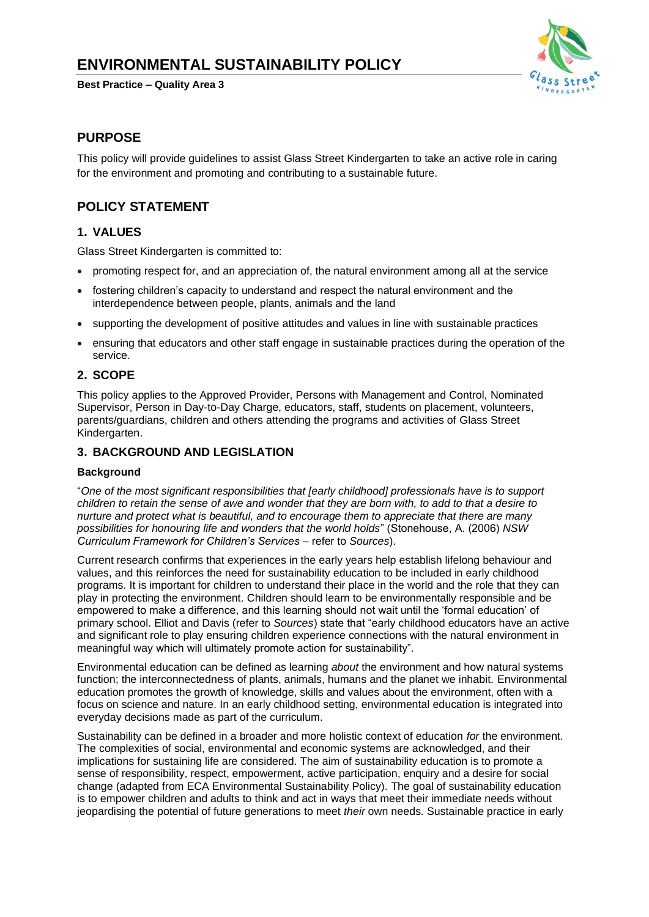# ENVIRONMENTAL SUSTAINABILITY POLICY

**Best Practice – Quality Area 3**

## PURPOSE

This policy will provide guidelines to assist Glass Street Kindergarten to take an active role in caring for the environment and promoting and contributing to a sustainable future.

## POLICY STATEMENT

### 1. VALUES

Glass Street Kindergarten is committed to:

- promoting respect for, and an appreciation of, the natural environment among all at the service
- fostering children's capacity to understand and respect the natural environment and the interdependence between people, plants, animals and the land
- supporting the development of positive attitudes and values in line with sustainable practices
- ensuring that educators and other staff engage in sustainable practices during the operation of the service.

### 2. SCOPE

This policy applies to the Approved Provider, Persons with Management and Control, Nominated Supervisor, Person in Day-to-Day Charge, educators, staff, students on placement, volunteers, parents/guardians, children and others attending the programs and activities of Glass Street Kindergarten.

### 3. BACKGROUND AND LEGISLATION

#### Background

"*One of the most significant responsibilities that [early childhood] professionals have is to support children to retain the sense of awe and wonder that they are born with, to add to that a desire to nurture and protect what is beautiful, and to encourage them to appreciate that there are many possibilities for honouring life and wonders that the world holds*" (Stonehouse, A. (2006) *NSW Curriculum Framework for Children's Services* – refer to *Sources*).

Current research confirms that experiences in the early years help establish lifelong behaviour and values, and this reinforces the need for sustainability education to be included in early childhood programs. It is important for children to understand their place in the world and the role that they can play in protecting the environment. Children should learn to be environmentally responsible and be empowered to make a difference, and this learning should not wait until the 'formal education' of primary school. Elliot and Davis (refer to *Sources*) state that "early childhood educators have an active and significant role to play ensuring children experience connections with the natural environment in meaningful way which will ultimately promote action for sustainability".

Environmental education can be defined as learning *about* the environment and how natural systems function; the interconnectedness of plants, animals, humans and the planet we inhabit. Environmental education promotes the growth of knowledge, skills and values about the environment, often with a focus on science and nature. In an early childhood setting, environmental education is integrated into everyday decisions made as part of the curriculum.

Sustainability can be defined in a broader and more holistic context of education *for* the environment. The complexities of social, environmental and economic systems are acknowledged, and their implications for sustaining life are considered. The aim of sustainability education is to promote a sense of responsibility, respect, empowerment, active participation, enquiry and a desire for social change (adapted from ECA Environmental Sustainability Policy). The goal of sustainability education is to empower children and adults to think and act in ways that meet their immediate needs without jeopardising the potential of future generations to meet *their* own needs. Sustainable practice in early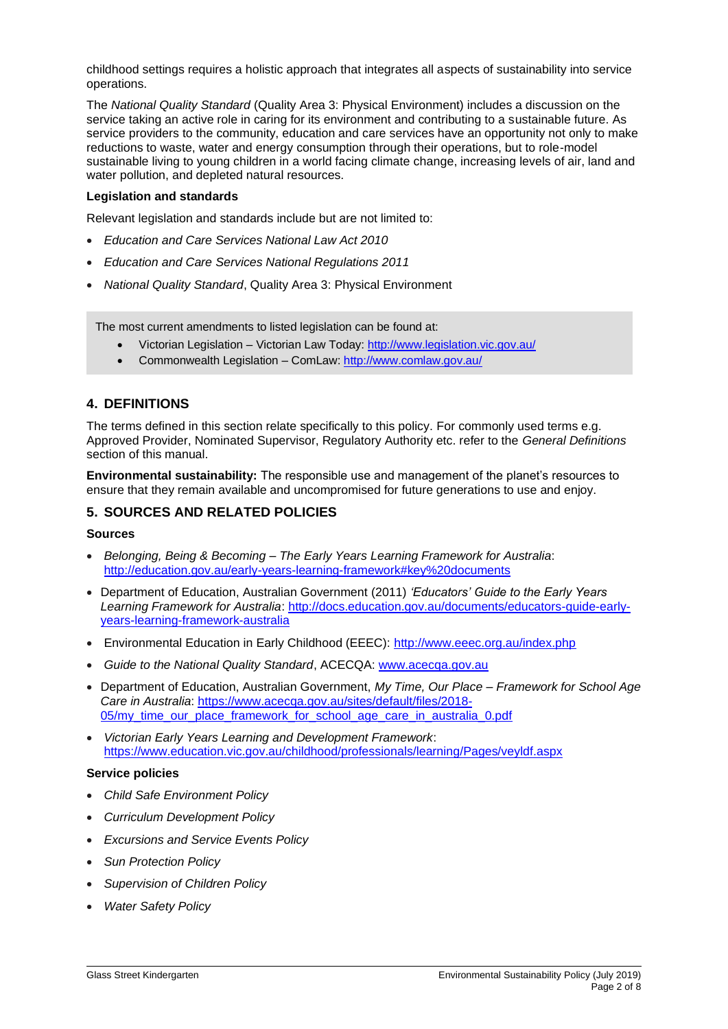childhood settings requires a holistic approach that integrates all aspects of sustainability into service operations.

The *National Quality Standard* (Quality Area 3: Physical Environment) includes a discussion on the service taking an active role in caring for its environment and contributing to a sustainable future. As service providers to the community, education and care services have an opportunity not only to make reductions to waste, water and energy consumption through their operations, but to role-model sustainable living to young children in a world facing climate change, increasing levels of air, land and water pollution, and depleted natural resources.

**Legislation and standards**

Relevant legislation and standards include but are not limited to:

- *Education and Care Services National Law Act 2010*
- *Education and Care Services National Regulations 2011*
- *National Quality Standard*, Quality Area 3: Physical Environment

The most current amendments to listed legislation can be found at:

- Victorian Legislation – Victorian Law Today: http://www.legislation.vic.gov.au/
- Commonwealth Legislation – ComLaw: http://www.comlaw.gov.au/

## 4. DEFINITIONS

The terms defined in this section relate specifically to this policy. For commonly used terms e.g. Approved Provider, Nominated Supervisor, Regulatory Authority etc. refer to the *General Definitions* section of this manual.

**Environmental sustainability:** The responsible use and management of the planet's resources to ensure that they remain available and uncompromised for future generations to use and enjoy.

## 5. SOURCES AND RELATED POLICIES

**Sources**

- *Belonging, Being & Becoming – The Early Years Learning Framework for Australia*: http://education.gov.au/early-years-learning-framework#key%20documents
- Department of Education, Australian Government (2011) *'Educators' Guide to the Early Years Learning Framework for Australia*: http://docs.education.gov.au/documents/educators-guide-early-years-learning-framework-australia
- Environmental Education in Early Childhood (EEEC): http://www.eeec.org.au/index.php
- *Guide to the National Quality Standard*, ACECQA: www.acecqa.gov.au
- Department of Education, Australian Government, *My Time, Our Place – Framework for School Age Care in Australia*: https://www.acecqa.gov.au/sites/default/files/2018-05/my_time_our_place_framework_for_school_age_care_in_australia_0.pdf
- *Victorian Early Years Learning and Development Framework*: https://www.education.vic.gov.au/childhood/professionals/learning/Pages/veyldf.aspx

**Service policies**

- *Child Safe Environment Policy*
- *Curriculum Development Policy*
- *Excursions and Service Events Policy*
- *Sun Protection Policy*
- *Supervision of Children Policy*
- *Water Safety Policy*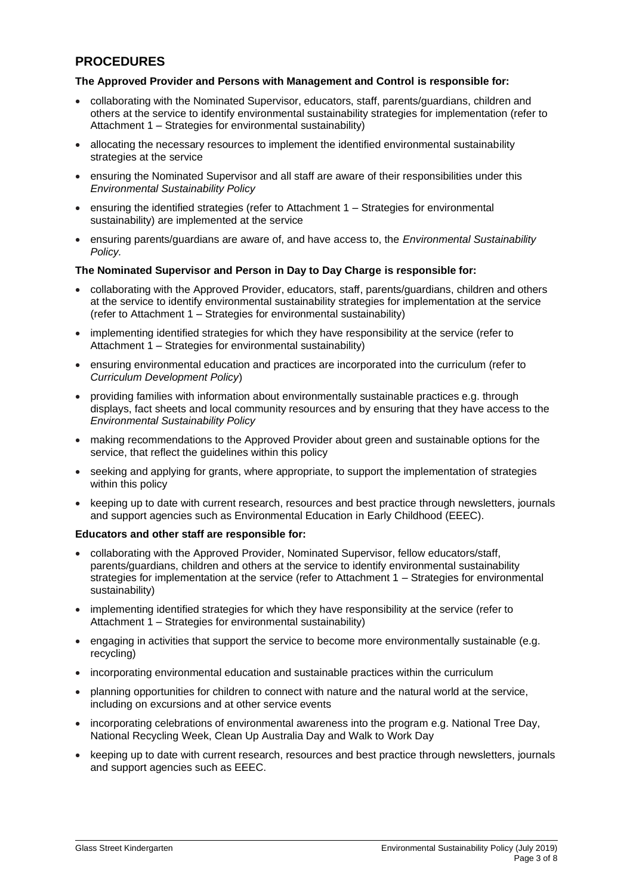## PROCEDURES

**The Approved Provider and Persons with Management and Control is responsible for:**

- collaborating with the Nominated Supervisor, educators, staff, parents/guardians, children and others at the service to identify environmental sustainability strategies for implementation (refer to Attachment 1 – Strategies for environmental sustainability)
- allocating the necessary resources to implement the identified environmental sustainability strategies at the service
- ensuring the Nominated Supervisor and all staff are aware of their responsibilities under this *Environmental Sustainability Policy*
- ensuring the identified strategies (refer to Attachment 1 – Strategies for environmental sustainability) are implemented at the service
- ensuring parents/guardians are aware of, and have access to, the *Environmental Sustainability Policy*.

**The Nominated Supervisor and Person in Day to Day Charge is responsible for:**

- collaborating with the Approved Provider, educators, staff, parents/guardians, children and others at the service to identify environmental sustainability strategies for implementation at the service (refer to Attachment 1 – Strategies for environmental sustainability)
- implementing identified strategies for which they have responsibility at the service (refer to Attachment 1 – Strategies for environmental sustainability)
- ensuring environmental education and practices are incorporated into the curriculum (refer to *Curriculum Development Policy*)
- providing families with information about environmentally sustainable practices e.g. through displays, fact sheets and local community resources and by ensuring that they have access to the *Environmental Sustainability Policy*
- making recommendations to the Approved Provider about green and sustainable options for the service, that reflect the guidelines within this policy
- seeking and applying for grants, where appropriate, to support the implementation of strategies within this policy
- keeping up to date with current research, resources and best practice through newsletters, journals and support agencies such as Environmental Education in Early Childhood (EEEC).

**Educators and other staff are responsible for:**

- collaborating with the Approved Provider, Nominated Supervisor, fellow educators/staff, parents/guardians, children and others at the service to identify environmental sustainability strategies for implementation at the service (refer to Attachment 1 – Strategies for environmental sustainability)
- implementing identified strategies for which they have responsibility at the service (refer to Attachment 1 – Strategies for environmental sustainability)
- engaging in activities that support the service to become more environmentally sustainable (e.g. recycling)
- incorporating environmental education and sustainable practices within the curriculum
- planning opportunities for children to connect with nature and the natural world at the service, including on excursions and at other service events
- incorporating celebrations of environmental awareness into the program e.g. National Tree Day, National Recycling Week, Clean Up Australia Day and Walk to Work Day
- keeping up to date with current research, resources and best practice through newsletters, journals and support agencies such as EEEC.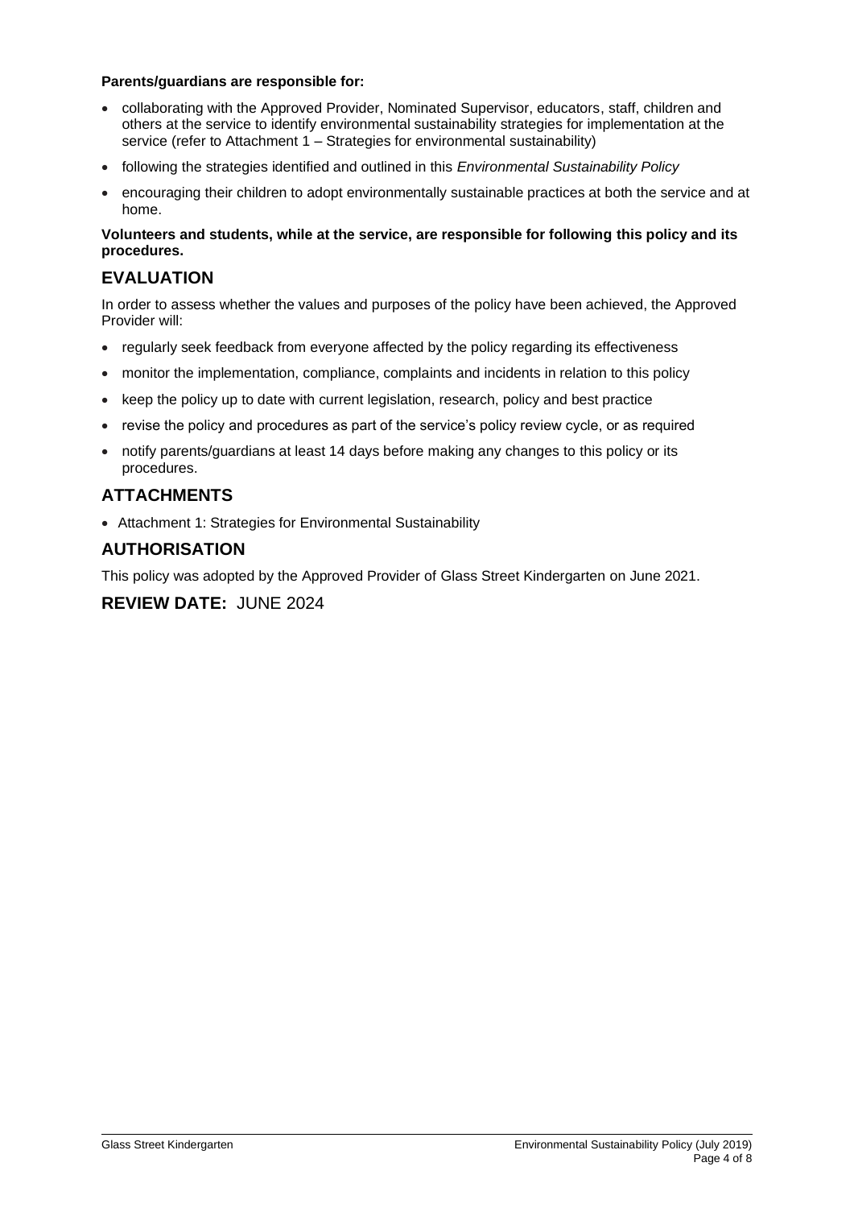**Parents/guardians are responsible for:**

- collaborating with the Approved Provider, Nominated Supervisor, educators, staff, children and others at the service to identify environmental sustainability strategies for implementation at the service (refer to Attachment 1 – Strategies for environmental sustainability)
- following the strategies identified and outlined in this *Environmental Sustainability Policy*
- encouraging their children to adopt environmentally sustainable practices at both the service and at home.

**Volunteers and students, while at the service, are responsible for following this policy and its procedures.**

## EVALUATION

In order to assess whether the values and purposes of the policy have been achieved, the Approved Provider will:

- regularly seek feedback from everyone affected by the policy regarding its effectiveness
- monitor the implementation, compliance, complaints and incidents in relation to this policy
- keep the policy up to date with current legislation, research, policy and best practice
- revise the policy and procedures as part of the service's policy review cycle, or as required
- notify parents/guardians at least 14 days before making any changes to this policy or its procedures.

## ATTACHMENTS

- Attachment 1: Strategies for Environmental Sustainability

## AUTHORISATION

This policy was adopted by the Approved Provider of Glass Street Kindergarten on June 2021.

## REVIEW DATE: JUNE 2024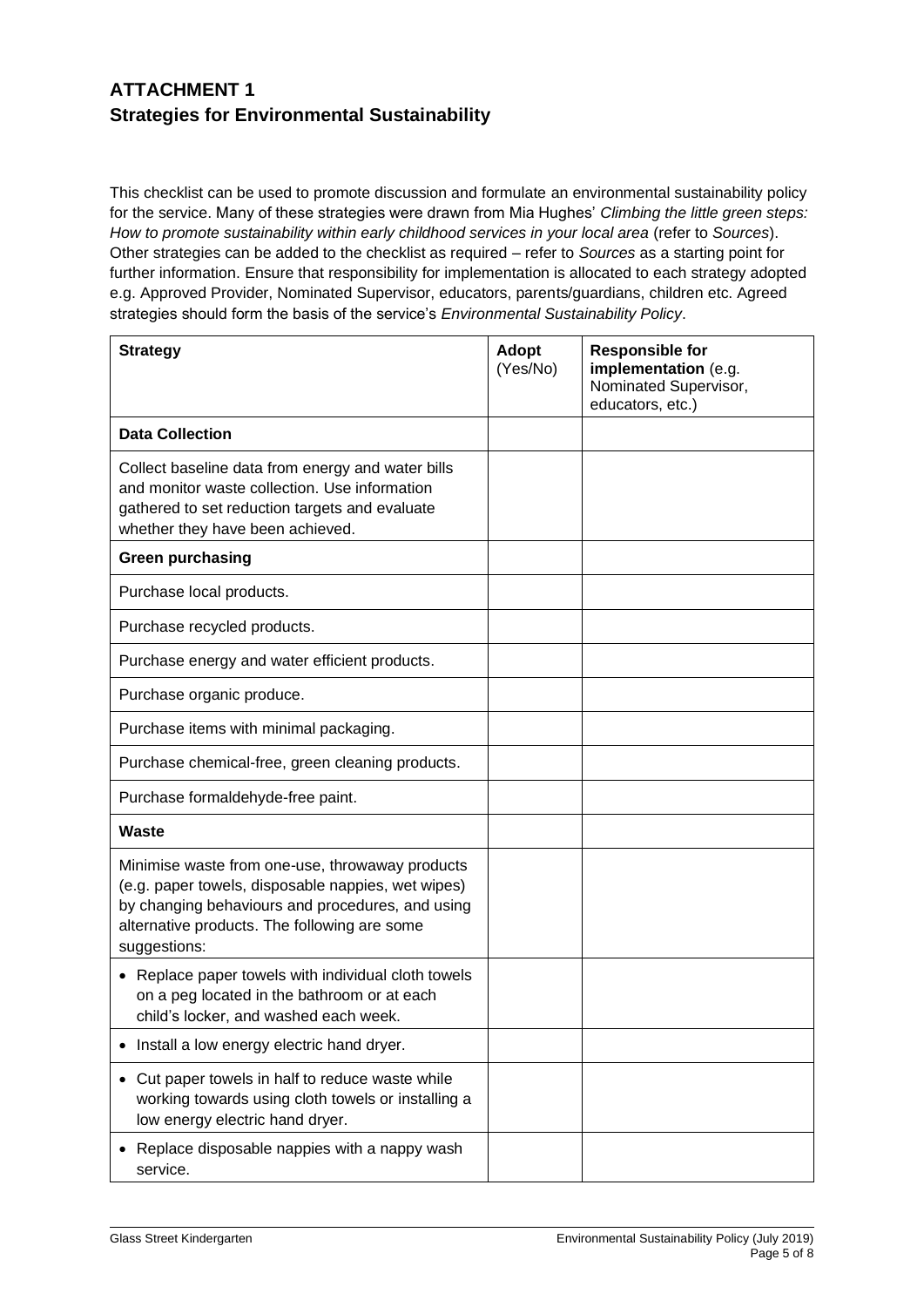## ATTACHMENT 1
## Strategies for Environmental Sustainability

This checklist can be used to promote discussion and formulate an environmental sustainability policy for the service. Many of these strategies were drawn from Mia Hughes' *Climbing the little green steps: How to promote sustainability within early childhood services in your local area* (refer to *Sources*). Other strategies can be added to the checklist as required – refer to *Sources* as a starting point for further information. Ensure that responsibility for implementation is allocated to each strategy adopted e.g. Approved Provider, Nominated Supervisor, educators, parents/guardians, children etc. Agreed strategies should form the basis of the service's *Environmental Sustainability Policy*.

| **Strategy** | **Adopt** (Yes/No) | **Responsible for implementation** (e.g. Nominated Supervisor, educators, etc.) |
|---|---|---|
| **Data Collection** | | |
| Collect baseline data from energy and water bills and monitor waste collection. Use information gathered to set reduction targets and evaluate whether they have been achieved. | | |
| **Green purchasing** | | |
| Purchase local products. | | |
| Purchase recycled products. | | |
| Purchase energy and water efficient products. | | |
| Purchase organic produce. | | |
| Purchase items with minimal packaging. | | |
| Purchase chemical-free, green cleaning products. | | |
| Purchase formaldehyde-free paint. | | |
| **Waste** | | |
| Minimise waste from one-use, throwaway products (e.g. paper towels, disposable nappies, wet wipes) by changing behaviours and procedures, and using alternative products. The following are some suggestions: | | |
| • Replace paper towels with individual cloth towels on a peg located in the bathroom or at each child's locker, and washed each week. | | |
| • Install a low energy electric hand dryer. | | |
| • Cut paper towels in half to reduce waste while working towards using cloth towels or installing a low energy electric hand dryer. | | |
| • Replace disposable nappies with a nappy wash service. | | |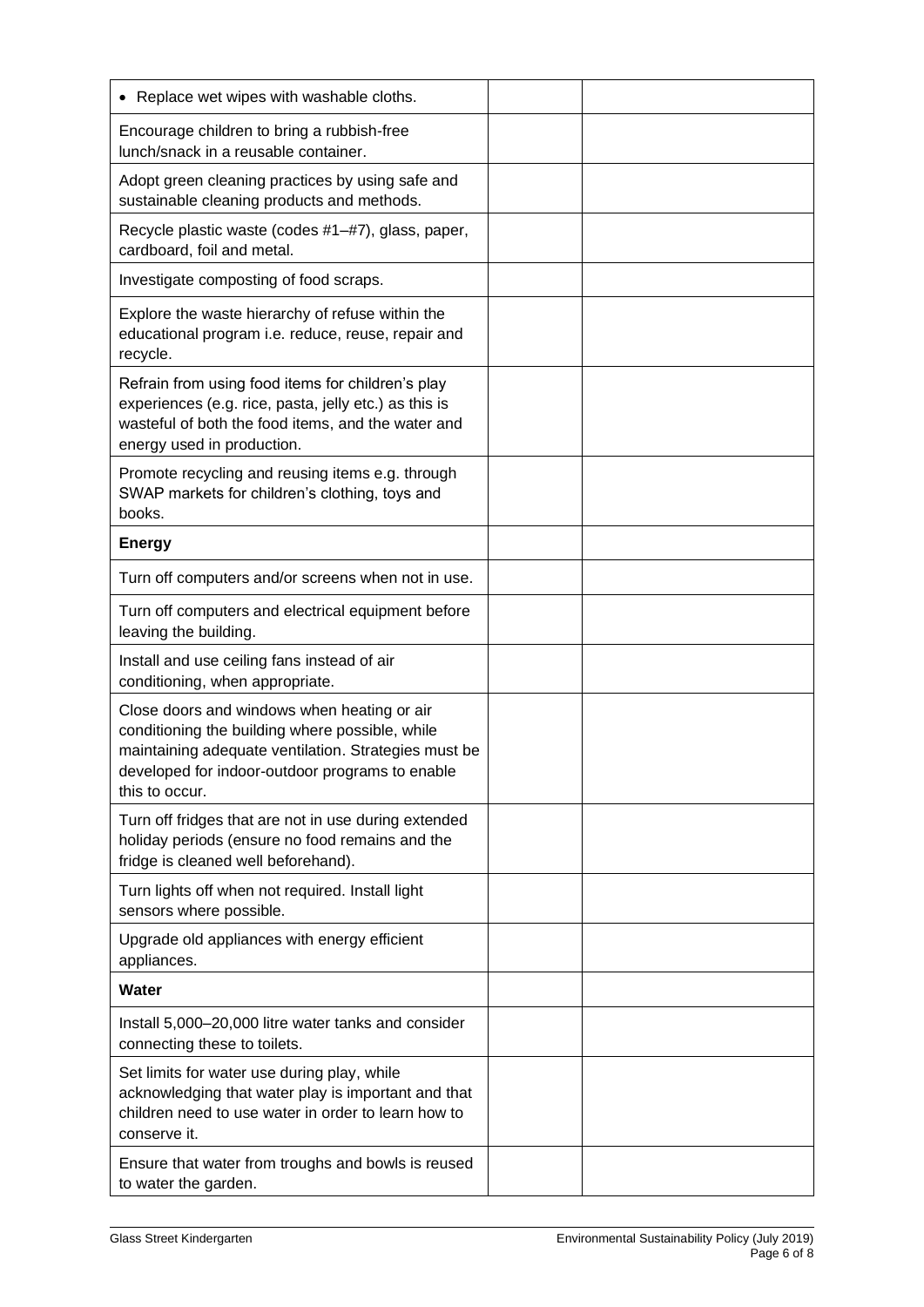| | | |
|---|---|---|
| • Replace wet wipes with washable cloths. | | |
| Encourage children to bring a rubbish-free lunch/snack in a reusable container. | | |
| Adopt green cleaning practices by using safe and sustainable cleaning products and methods. | | |
| Recycle plastic waste (codes #1–#7), glass, paper, cardboard, foil and metal. | | |
| Investigate composting of food scraps. | | |
| Explore the waste hierarchy of refuse within the educational program i.e. reduce, reuse, repair and recycle. | | |
| Refrain from using food items for children's play experiences (e.g. rice, pasta, jelly etc.) as this is wasteful of both the food items, and the water and energy used in production. | | |
| Promote recycling and reusing items e.g. through SWAP markets for children's clothing, toys and books. | | |
| **Energy** | | |
| Turn off computers and/or screens when not in use. | | |
| Turn off computers and electrical equipment before leaving the building. | | |
| Install and use ceiling fans instead of air conditioning, when appropriate. | | |
| Close doors and windows when heating or air conditioning the building where possible, while maintaining adequate ventilation. Strategies must be developed for indoor-outdoor programs to enable this to occur. | | |
| Turn off fridges that are not in use during extended holiday periods (ensure no food remains and the fridge is cleaned well beforehand). | | |
| Turn lights off when not required. Install light sensors where possible. | | |
| Upgrade old appliances with energy efficient appliances. | | |
| **Water** | | |
| Install 5,000–20,000 litre water tanks and consider connecting these to toilets. | | |
| Set limits for water use during play, while acknowledging that water play is important and that children need to use water in order to learn how to conserve it. | | |
| Ensure that water from troughs and bowls is reused to water the garden. | | |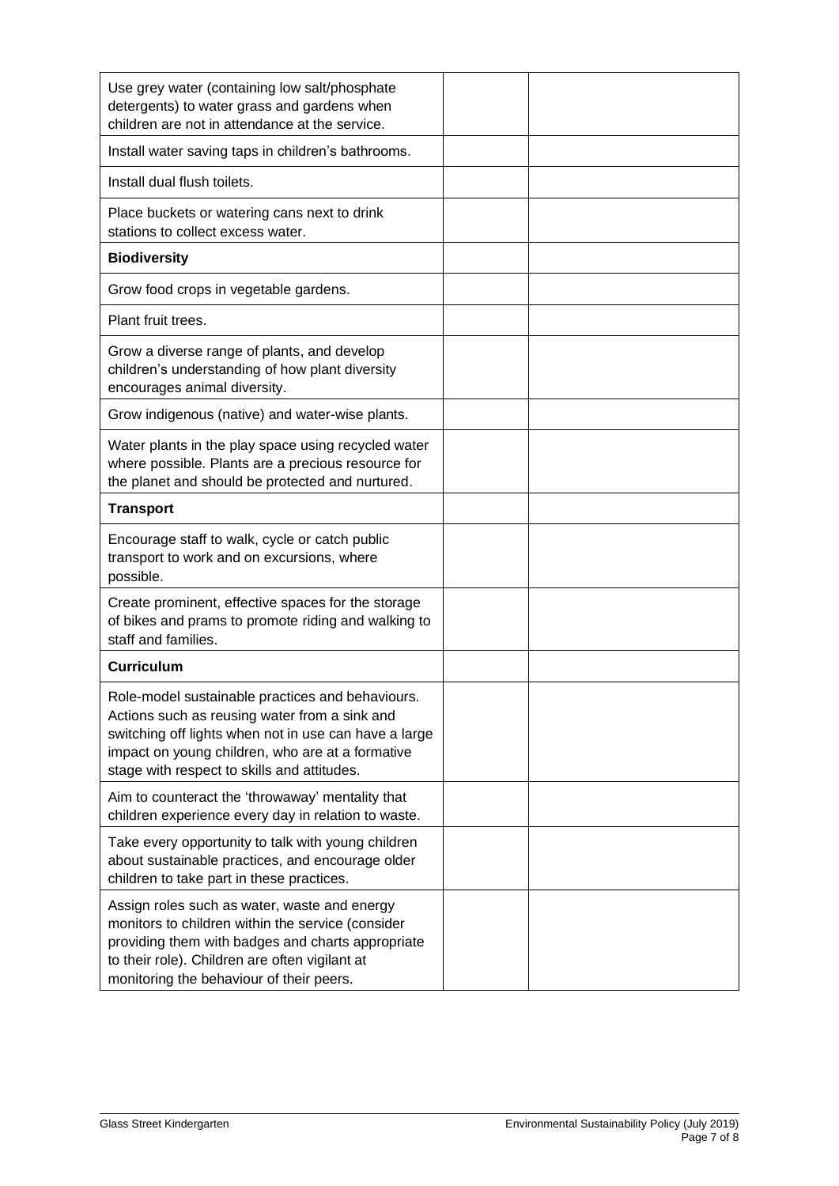| | | |
|---|---|---|
| Use grey water (containing low salt/phosphate detergents) to water grass and gardens when children are not in attendance at the service. | | |
| Install water saving taps in children's bathrooms. | | |
| Install dual flush toilets. | | |
| Place buckets or watering cans next to drink stations to collect excess water. | | |
| **Biodiversity** | | |
| Grow food crops in vegetable gardens. | | |
| Plant fruit trees. | | |
| Grow a diverse range of plants, and develop children's understanding of how plant diversity encourages animal diversity. | | |
| Grow indigenous (native) and water-wise plants. | | |
| Water plants in the play space using recycled water where possible. Plants are a precious resource for the planet and should be protected and nurtured. | | |
| **Transport** | | |
| Encourage staff to walk, cycle or catch public transport to work and on excursions, where possible. | | |
| Create prominent, effective spaces for the storage of bikes and prams to promote riding and walking to staff and families. | | |
| **Curriculum** | | |
| Role-model sustainable practices and behaviours. Actions such as reusing water from a sink and switching off lights when not in use can have a large impact on young children, who are at a formative stage with respect to skills and attitudes. | | |
| Aim to counteract the 'throwaway' mentality that children experience every day in relation to waste. | | |
| Take every opportunity to talk with young children about sustainable practices, and encourage older children to take part in these practices. | | |
| Assign roles such as water, waste and energy monitors to children within the service (consider providing them with badges and charts appropriate to their role). Children are often vigilant at monitoring the behaviour of their peers. | | |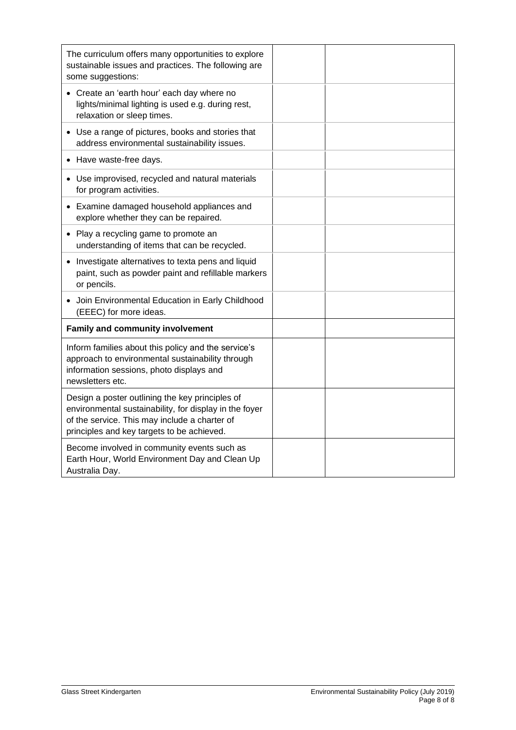| | | |
|---|---|---|
| The curriculum offers many opportunities to explore sustainable issues and practices. The following are some suggestions: | | |
| • Create an 'earth hour' each day where no lights/minimal lighting is used e.g. during rest, relaxation or sleep times. | | |
| • Use a range of pictures, books and stories that address environmental sustainability issues. | | |
| • Have waste-free days. | | |
| • Use improvised, recycled and natural materials for program activities. | | |
| • Examine damaged household appliances and explore whether they can be repaired. | | |
| • Play a recycling game to promote an understanding of items that can be recycled. | | |
| • Investigate alternatives to texta pens and liquid paint, such as powder paint and refillable markers or pencils. | | |
| • Join Environmental Education in Early Childhood (EEEC) for more ideas. | | |
| **Family and community involvement** | | |
| Inform families about this policy and the service's approach to environmental sustainability through information sessions, photo displays and newsletters etc. | | |
| Design a poster outlining the key principles of environmental sustainability, for display in the foyer of the service. This may include a charter of principles and key targets to be achieved. | | |
| Become involved in community events such as Earth Hour, World Environment Day and Clean Up Australia Day. | | |